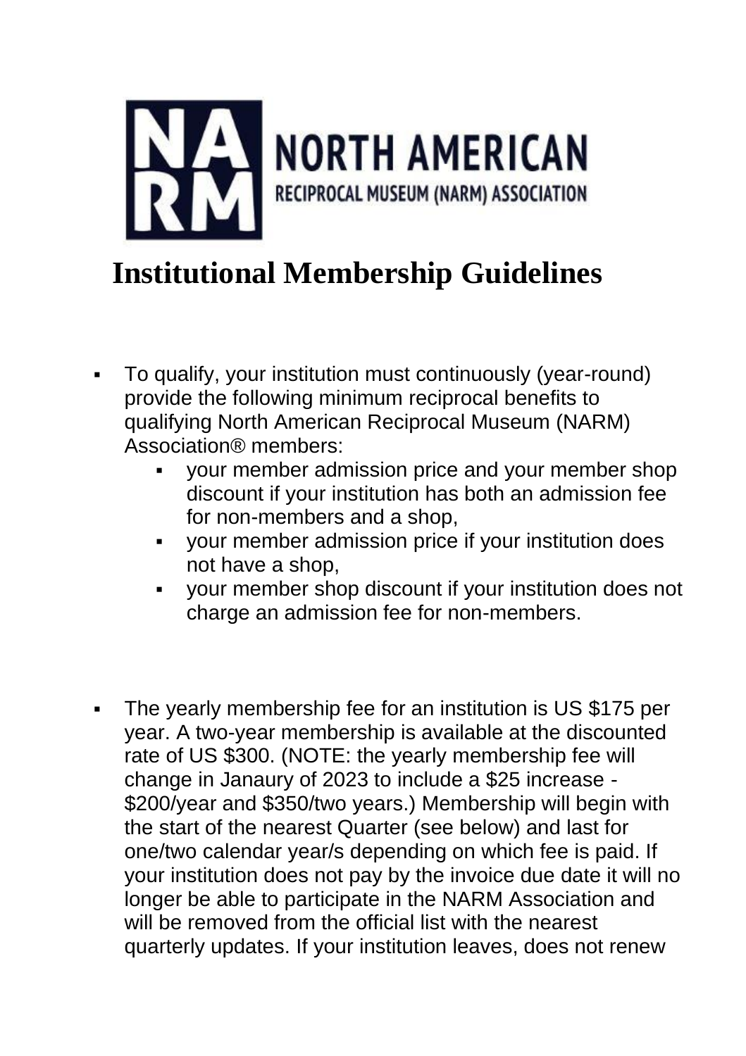NORTH AMERICAN
RECIPROCAL MUSEUM (NARM) ASSOCIATION

# Institutional Membership Guidelines

- To qualify, your institution must continuously (year-round) provide the following minimum reciprocal benefits to qualifying North American Reciprocal Museum (NARM) Association® members:
  - your member admission price and your member shop discount if your institution has both an admission fee for non-members and a shop,
  - your member admission price if your institution does not have a shop,
  - your member shop discount if your institution does not charge an admission fee for non-members.

- The yearly membership fee for an institution is US $175 per year. A two-year membership is available at the discounted rate of US $300. (NOTE: the yearly membership fee will change in Janaury of 2023 to include a $25 increase - $200/year and $350/two years.) Membership will begin with the start of the nearest Quarter (see below) and last for one/two calendar year/s depending on which fee is paid. If your institution does not pay by the invoice due date it will no longer be able to participate in the NARM Association and will be removed from the official list with the nearest quarterly updates. If your institution leaves, does not renew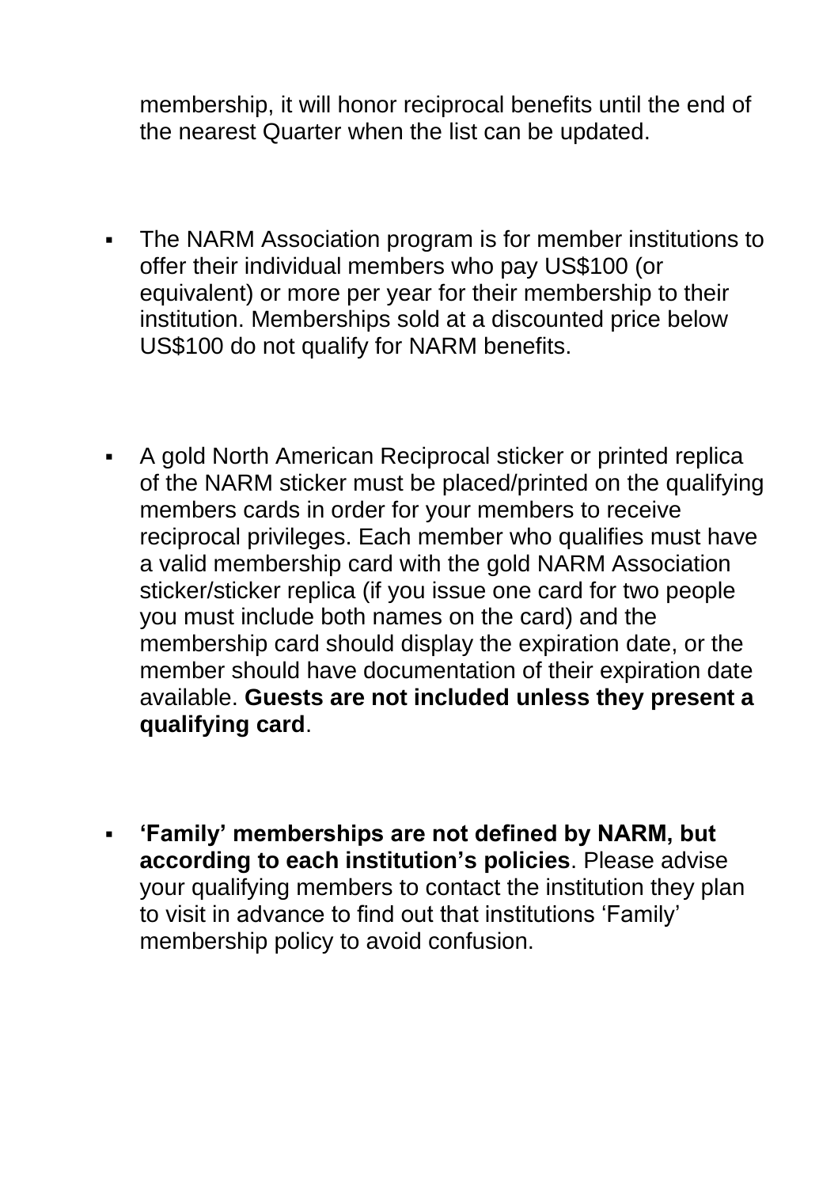membership, it will honor reciprocal benefits until the end of the nearest Quarter when the list can be updated.

- The NARM Association program is for member institutions to offer their individual members who pay US$100 (or equivalent) or more per year for their membership to their institution. Memberships sold at a discounted price below US$100 do not qualify for NARM benefits.

- A gold North American Reciprocal sticker or printed replica of the NARM sticker must be placed/printed on the qualifying members cards in order for your members to receive reciprocal privileges. Each member who qualifies must have a valid membership card with the gold NARM Association sticker/sticker replica (if you issue one card for two people you must include both names on the card) and the membership card should display the expiration date, or the member should have documentation of their expiration date available. **Guests are not included unless they present a qualifying card**.

- **'Family' memberships are not defined by NARM, but according to each institution's policies**. Please advise your qualifying members to contact the institution they plan to visit in advance to find out that institutions 'Family' membership policy to avoid confusion.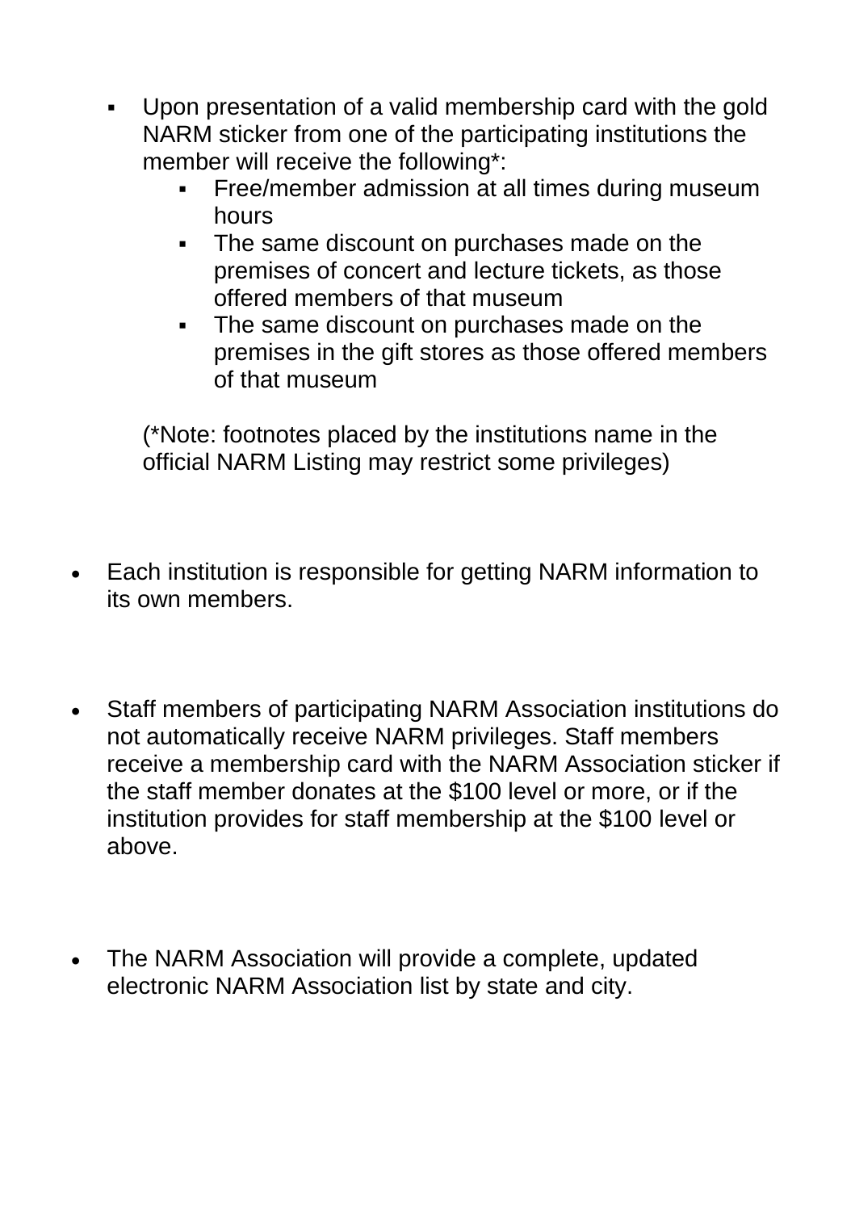- Upon presentation of a valid membership card with the gold NARM sticker from one of the participating institutions the member will receive the following*:
  - Free/member admission at all times during museum hours
  - The same discount on purchases made on the premises of concert and lecture tickets, as those offered members of that museum
  - The same discount on purchases made on the premises in the gift stores as those offered members of that museum

  (*Note: footnotes placed by the institutions name in the official NARM Listing may restrict some privileges)

- Each institution is responsible for getting NARM information to its own members.

- Staff members of participating NARM Association institutions do not automatically receive NARM privileges. Staff members receive a membership card with the NARM Association sticker if the staff member donates at the $100 level or more, or if the institution provides for staff membership at the $100 level or above.

- The NARM Association will provide a complete, updated electronic NARM Association list by state and city.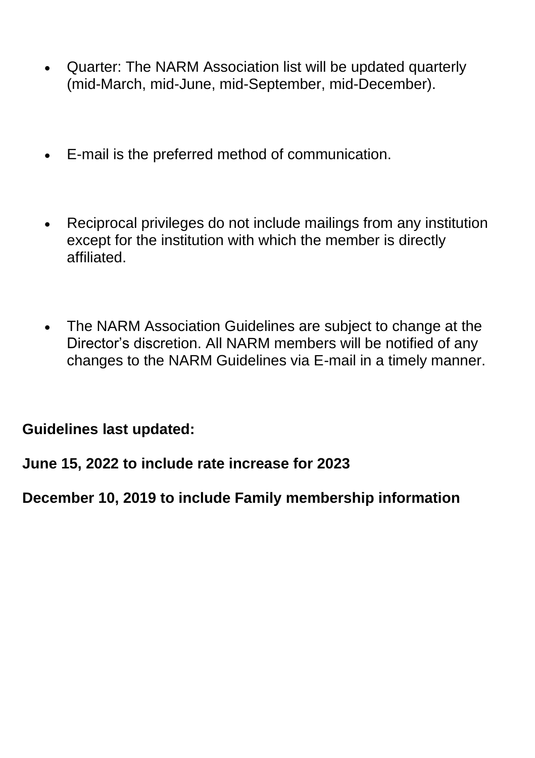- Quarter: The NARM Association list will be updated quarterly (mid-March, mid-June, mid-September, mid-December).

- E-mail is the preferred method of communication.

- Reciprocal privileges do not include mailings from any institution except for the institution with which the member is directly affiliated.

- The NARM Association Guidelines are subject to change at the Director's discretion. All NARM members will be notified of any changes to the NARM Guidelines via E-mail in a timely manner.

**Guidelines last updated:**

**June 15, 2022 to include rate increase for 2023**

**December 10, 2019 to include Family membership information**